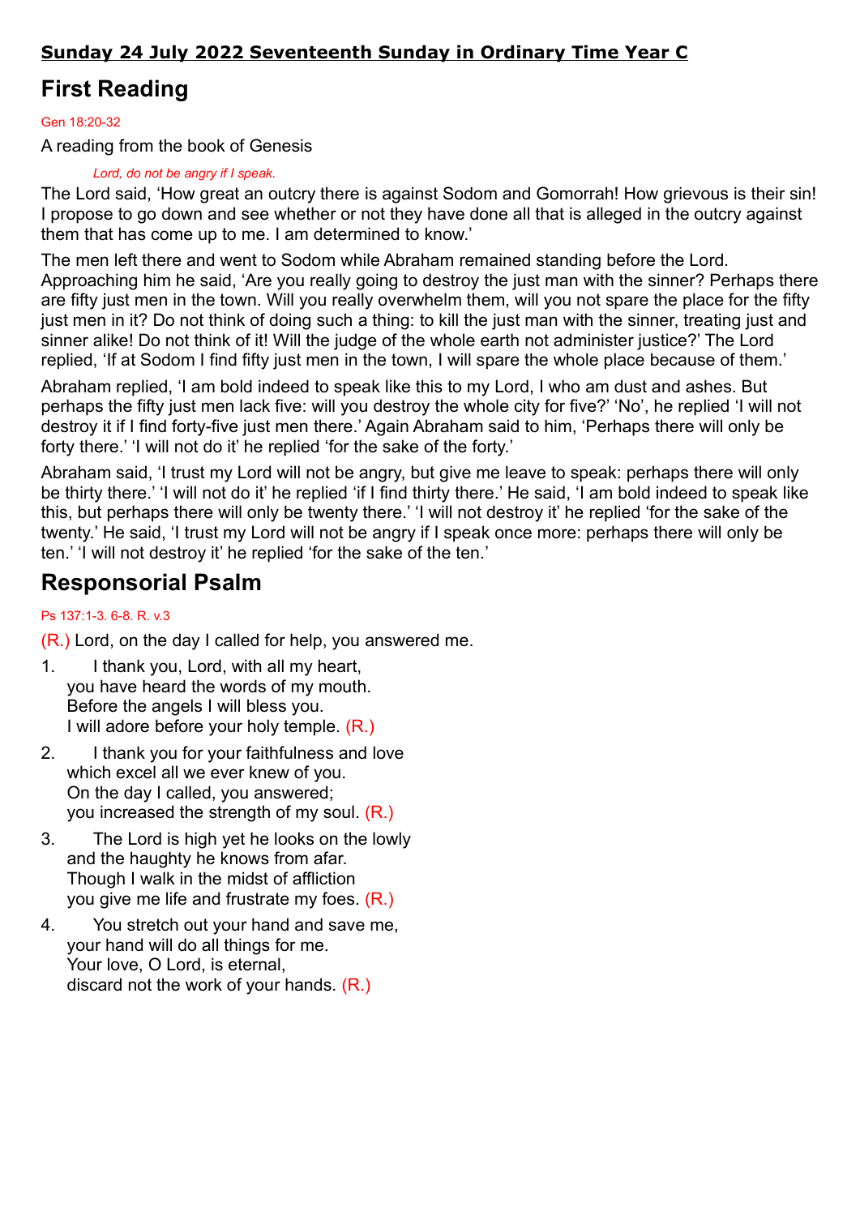**Sunday 24 July 2022 Seventeenth Sunday in Ordinary Time Year C**

# First Reading

Gen 18:20-32

A reading from the book of Genesis

*Lord, do not be angry if I speak.*

The Lord said, 'How great an outcry there is against Sodom and Gomorrah! How grievous is their sin! I propose to go down and see whether or not they have done all that is alleged in the outcry against them that has come up to me. I am determined to know.'

The men left there and went to Sodom while Abraham remained standing before the Lord. Approaching him he said, 'Are you really going to destroy the just man with the sinner? Perhaps there are fifty just men in the town. Will you really overwhelm them, will you not spare the place for the fifty just men in it? Do not think of doing such a thing: to kill the just man with the sinner, treating just and sinner alike! Do not think of it! Will the judge of the whole earth not administer justice?' The Lord replied, 'If at Sodom I find fifty just men in the town, I will spare the whole place because of them.'

Abraham replied, 'I am bold indeed to speak like this to my Lord, I who am dust and ashes. But perhaps the fifty just men lack five: will you destroy the whole city for five?' 'No', he replied 'I will not destroy it if I find forty-five just men there.' Again Abraham said to him, 'Perhaps there will only be forty there.' 'I will not do it' he replied 'for the sake of the forty.'

Abraham said, 'I trust my Lord will not be angry, but give me leave to speak: perhaps there will only be thirty there.' 'I will not do it' he replied 'if I find thirty there.' He said, 'I am bold indeed to speak like this, but perhaps there will only be twenty there.' 'I will not destroy it' he replied 'for the sake of the twenty.' He said, 'I trust my Lord will not be angry if I speak once more: perhaps there will only be ten.' 'I will not destroy it' he replied 'for the sake of the ten.'

# Responsorial Psalm

Ps 137:1-3. 6-8. R. v.3

(R.) Lord, on the day I called for help, you answered me.

1. I thank you, Lord, with all my heart,
   you have heard the words of my mouth.
   Before the angels I will bless you.
   I will adore before your holy temple. (R.)
2. I thank you for your faithfulness and love
   which excel all we ever knew of you.
   On the day I called, you answered;
   you increased the strength of my soul. (R.)
3. The Lord is high yet he looks on the lowly
   and the haughty he knows from afar.
   Though I walk in the midst of affliction
   you give me life and frustrate my foes. (R.)
4. You stretch out your hand and save me,
   your hand will do all things for me.
   Your love, O Lord, is eternal,
   discard not the work of your hands. (R.)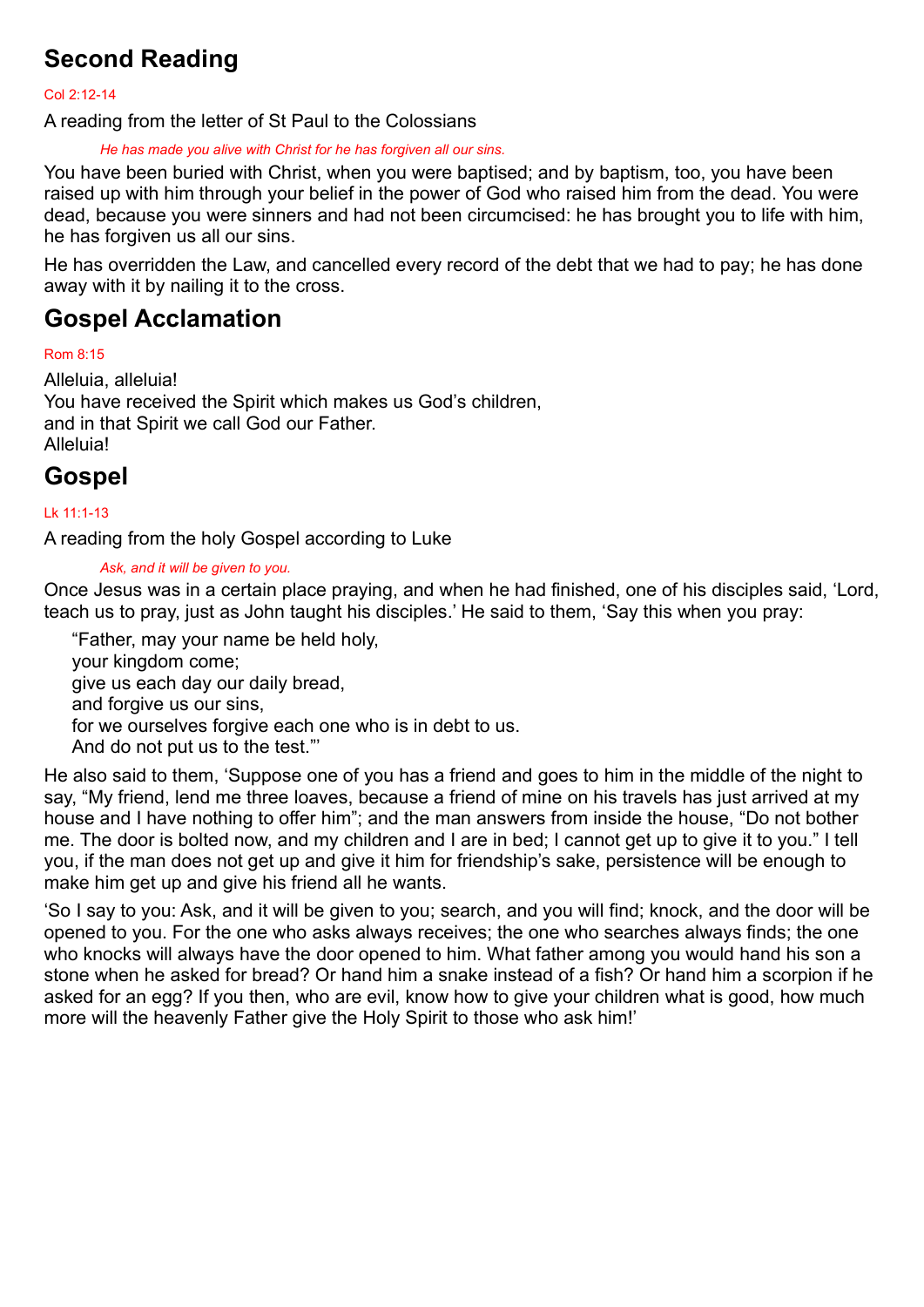## Second Reading

Col 2:12-14

A reading from the letter of St Paul to the Colossians

*He has made you alive with Christ for he has forgiven all our sins.*

You have been buried with Christ, when you were baptised; and by baptism, too, you have been raised up with him through your belief in the power of God who raised him from the dead. You were dead, because you were sinners and had not been circumcised: he has brought you to life with him, he has forgiven us all our sins.

He has overridden the Law, and cancelled every record of the debt that we had to pay; he has done away with it by nailing it to the cross.

## Gospel Acclamation

Rom 8:15

Alleluia, alleluia!
You have received the Spirit which makes us God's children,
and in that Spirit we call God our Father.
Alleluia!

## Gospel

Lk 11:1-13

A reading from the holy Gospel according to Luke

*Ask, and it will be given to you.*

Once Jesus was in a certain place praying, and when he had finished, one of his disciples said, 'Lord, teach us to pray, just as John taught his disciples.' He said to them, 'Say this when you pray:

"Father, may your name be held holy,
your kingdom come;
give us each day our daily bread,
and forgive us our sins,
for we ourselves forgive each one who is in debt to us.
And do not put us to the test."'

He also said to them, 'Suppose one of you has a friend and goes to him in the middle of the night to say, "My friend, lend me three loaves, because a friend of mine on his travels has just arrived at my house and I have nothing to offer him"; and the man answers from inside the house, "Do not bother me. The door is bolted now, and my children and I are in bed; I cannot get up to give it to you." I tell you, if the man does not get up and give it him for friendship's sake, persistence will be enough to make him get up and give his friend all he wants.

'So I say to you: Ask, and it will be given to you; search, and you will find; knock, and the door will be opened to you. For the one who asks always receives; the one who searches always finds; the one who knocks will always have the door opened to him. What father among you would hand his son a stone when he asked for bread? Or hand him a snake instead of a fish? Or hand him a scorpion if he asked for an egg? If you then, who are evil, know how to give your children what is good, how much more will the heavenly Father give the Holy Spirit to those who ask him!'